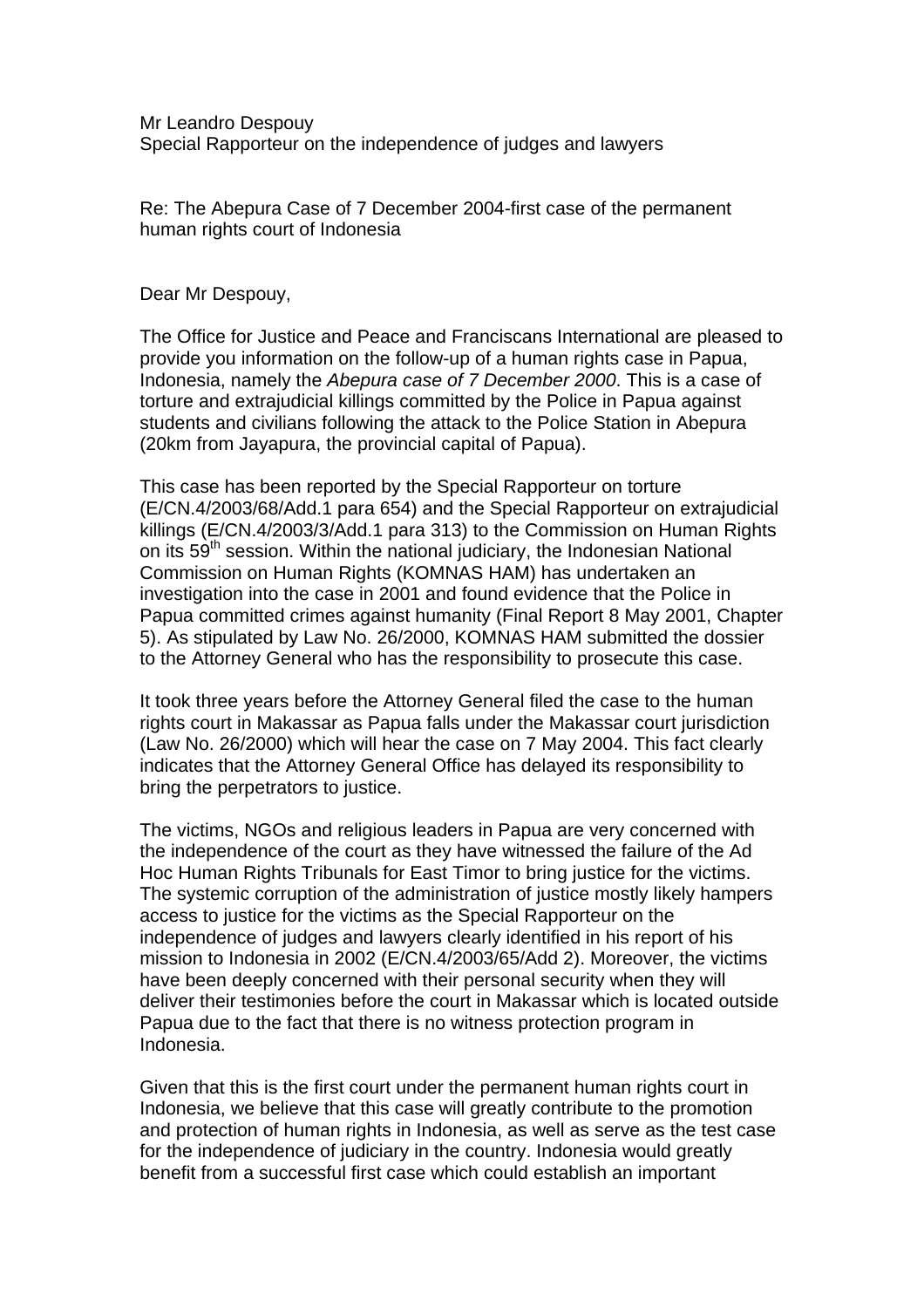Mr Leandro Despouy
Special Rapporteur on the independence of judges and lawyers

Re: The Abepura Case of 7 December 2004-first case of the permanent human rights court of Indonesia

Dear Mr Despouy,

The Office for Justice and Peace and Franciscans International are pleased to provide you information on the follow-up of a human rights case in Papua, Indonesia, namely the *Abepura case of 7 December 2000*. This is a case of torture and extrajudicial killings committed by the Police in Papua against students and civilians following the attack to the Police Station in Abepura (20km from Jayapura, the provincial capital of Papua).

This case has been reported by the Special Rapporteur on torture (E/CN.4/2003/68/Add.1 para 654) and the Special Rapporteur on extrajudicial killings (E/CN.4/2003/3/Add.1 para 313) to the Commission on Human Rights on its 59th session. Within the national judiciary, the Indonesian National Commission on Human Rights (KOMNAS HAM) has undertaken an investigation into the case in 2001 and found evidence that the Police in Papua committed crimes against humanity (Final Report 8 May 2001, Chapter 5). As stipulated by Law No. 26/2000, KOMNAS HAM submitted the dossier to the Attorney General who has the responsibility to prosecute this case.

It took three years before the Attorney General filed the case to the human rights court in Makassar as Papua falls under the Makassar court jurisdiction (Law No. 26/2000) which will hear the case on 7 May 2004. This fact clearly indicates that the Attorney General Office has delayed its responsibility to bring the perpetrators to justice.

The victims, NGOs and religious leaders in Papua are very concerned with the independence of the court as they have witnessed the failure of the Ad Hoc Human Rights Tribunals for East Timor to bring justice for the victims. The systemic corruption of the administration of justice mostly likely hampers access to justice for the victims as the Special Rapporteur on the independence of judges and lawyers clearly identified in his report of his mission to Indonesia in 2002 (E/CN.4/2003/65/Add 2). Moreover, the victims have been deeply concerned with their personal security when they will deliver their testimonies before the court in Makassar which is located outside Papua due to the fact that there is no witness protection program in Indonesia.

Given that this is the first court under the permanent human rights court in Indonesia, we believe that this case will greatly contribute to the promotion and protection of human rights in Indonesia, as well as serve as the test case for the independence of judiciary in the country. Indonesia would greatly benefit from a successful first case which could establish an important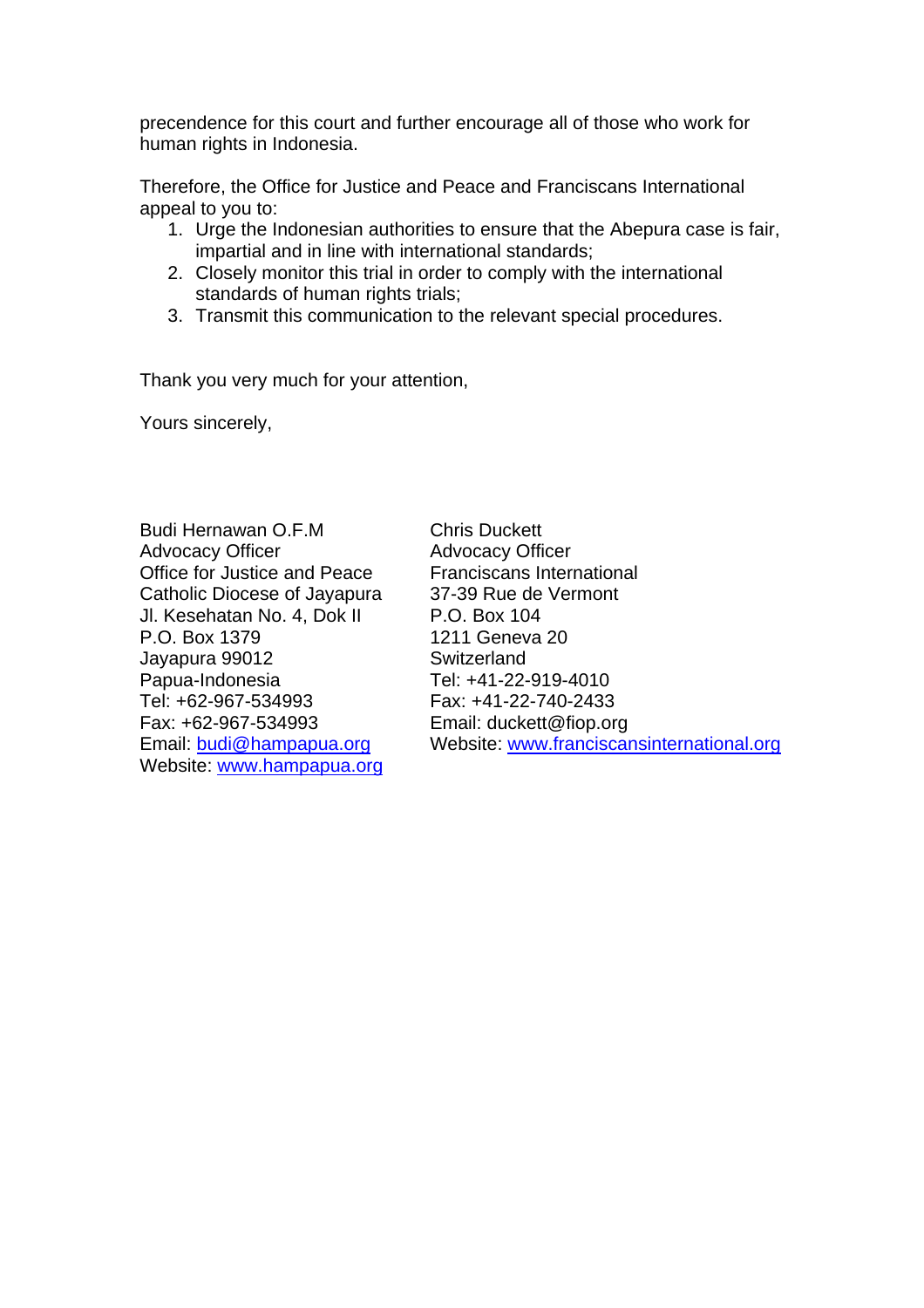precendence for this court and further encourage all of those who work for human rights in Indonesia.

Therefore, the Office for Justice and Peace and Franciscans International appeal to you to:

1. Urge the Indonesian authorities to ensure that the Abepura case is fair, impartial and in line with international standards;
2. Closely monitor this trial in order to comply with the international standards of human rights trials;
3. Transmit this communication to the relevant special procedures.

Thank you very much for your attention,

Yours sincerely,

Budi Hernawan O.F.M
Advocacy Officer
Office for Justice and Peace
Catholic Diocese of Jayapura
Jl. Kesehatan No. 4, Dok II
P.O. Box 1379
Jayapura 99012
Papua-Indonesia
Tel: +62-967-534993
Fax: +62-967-534993
Email: budi@hampapua.org
Website: www.hampapua.org

Chris Duckett
Advocacy Officer
Franciscans International
37-39 Rue de Vermont
P.O. Box 104
1211 Geneva 20
Switzerland
Tel: +41-22-919-4010
Fax: +41-22-740-2433
Email: duckett@fiop.org
Website: www.franciscansinternational.org